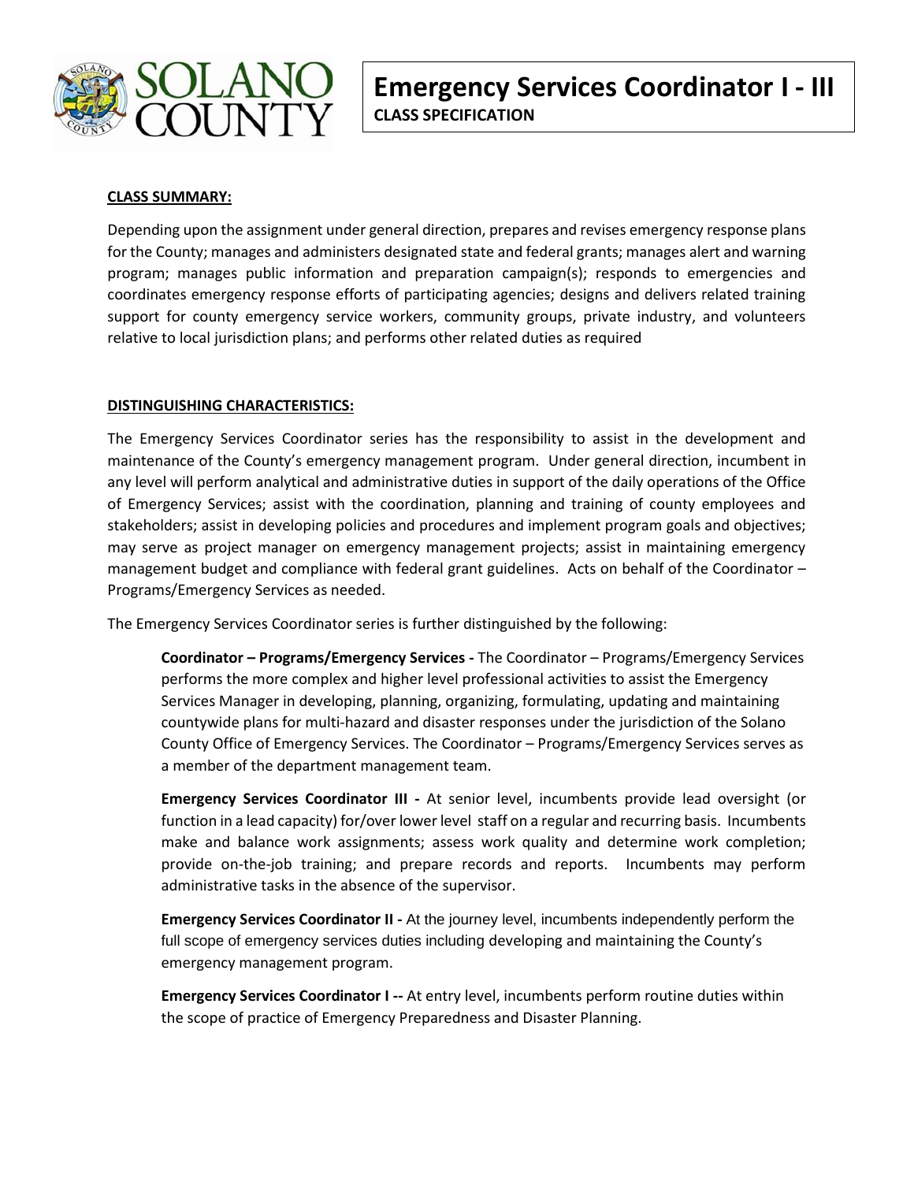# Emergency Services Coordinator I - III

**CLASS SPECIFICATION**

**CLASS SUMMARY:**

Depending upon the assignment under general direction, prepares and revises emergency response plans for the County; manages and administers designated state and federal grants; manages alert and warning program; manages public information and preparation campaign(s); responds to emergencies and coordinates emergency response efforts of participating agencies; designs and delivers related training support for county emergency service workers, community groups, private industry, and volunteers relative to local jurisdiction plans; and performs other related duties as required

**DISTINGUISHING CHARACTERISTICS:**

The Emergency Services Coordinator series has the responsibility to assist in the development and maintenance of the County's emergency management program. Under general direction, incumbent in any level will perform analytical and administrative duties in support of the daily operations of the Office of Emergency Services; assist with the coordination, planning and training of county employees and stakeholders; assist in developing policies and procedures and implement program goals and objectives; may serve as project manager on emergency management projects; assist in maintaining emergency management budget and compliance with federal grant guidelines. Acts on behalf of the Coordinator – Programs/Emergency Services as needed.

The Emergency Services Coordinator series is further distinguished by the following:

> **Coordinator – Programs/Emergency Services -** The Coordinator – Programs/Emergency Services performs the more complex and higher level professional activities to assist the Emergency Services Manager in developing, planning, organizing, formulating, updating and maintaining countywide plans for multi-hazard and disaster responses under the jurisdiction of the Solano County Office of Emergency Services. The Coordinator – Programs/Emergency Services serves as a member of the department management team.
>
> **Emergency Services Coordinator III -** At senior level, incumbents provide lead oversight (or function in a lead capacity) for/over lower level staff on a regular and recurring basis. Incumbents make and balance work assignments; assess work quality and determine work completion; provide on-the-job training; and prepare records and reports. Incumbents may perform administrative tasks in the absence of the supervisor.
>
> **Emergency Services Coordinator II -** At the journey level, incumbents independently perform the full scope of emergency services duties including developing and maintaining the County's emergency management program.
>
> **Emergency Services Coordinator I --** At entry level, incumbents perform routine duties within the scope of practice of Emergency Preparedness and Disaster Planning.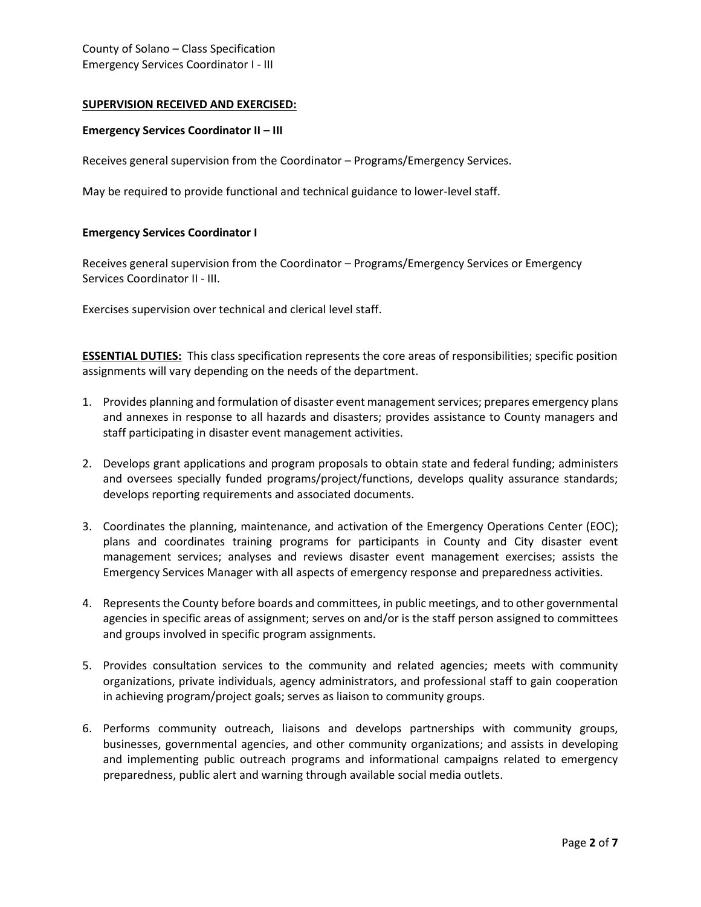**SUPERVISION RECEIVED AND EXERCISED:**

**Emergency Services Coordinator II – III**

Receives general supervision from the Coordinator – Programs/Emergency Services.

May be required to provide functional and technical guidance to lower-level staff.

**Emergency Services Coordinator I**

Receives general supervision from the Coordinator – Programs/Emergency Services or Emergency Services Coordinator II - III.

Exercises supervision over technical and clerical level staff.

**ESSENTIAL DUTIES:** This class specification represents the core areas of responsibilities; specific position assignments will vary depending on the needs of the department.

1. Provides planning and formulation of disaster event management services; prepares emergency plans and annexes in response to all hazards and disasters; provides assistance to County managers and staff participating in disaster event management activities.

2. Develops grant applications and program proposals to obtain state and federal funding; administers and oversees specially funded programs/project/functions, develops quality assurance standards; develops reporting requirements and associated documents.

3. Coordinates the planning, maintenance, and activation of the Emergency Operations Center (EOC); plans and coordinates training programs for participants in County and City disaster event management services; analyses and reviews disaster event management exercises; assists the Emergency Services Manager with all aspects of emergency response and preparedness activities.

4. Represents the County before boards and committees, in public meetings, and to other governmental agencies in specific areas of assignment; serves on and/or is the staff person assigned to committees and groups involved in specific program assignments.

5. Provides consultation services to the community and related agencies; meets with community organizations, private individuals, agency administrators, and professional staff to gain cooperation in achieving program/project goals; serves as liaison to community groups.

6. Performs community outreach, liaisons and develops partnerships with community groups, businesses, governmental agencies, and other community organizations; and assists in developing and implementing public outreach programs and informational campaigns related to emergency preparedness, public alert and warning through available social media outlets.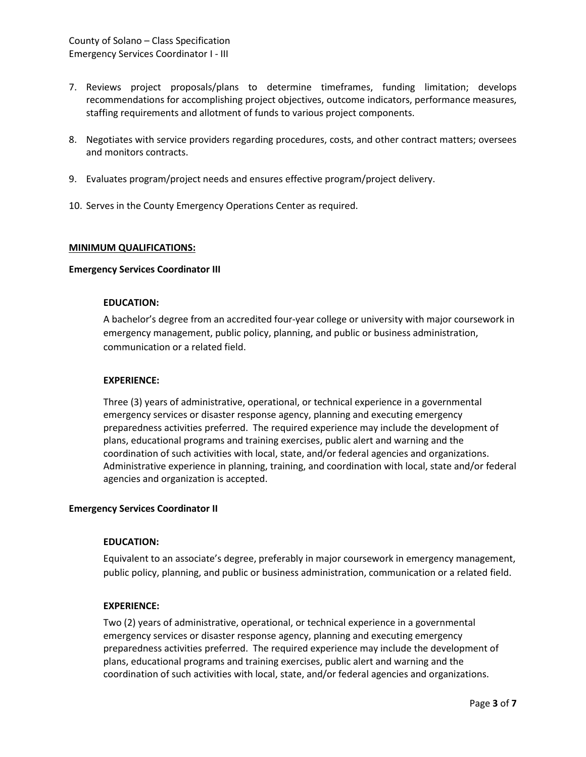7. Reviews project proposals/plans to determine timeframes, funding limitation; develops recommendations for accomplishing project objectives, outcome indicators, performance measures, staffing requirements and allotment of funds to various project components.

8. Negotiates with service providers regarding procedures, costs, and other contract matters; oversees and monitors contracts.

9. Evaluates program/project needs and ensures effective program/project delivery.

10. Serves in the County Emergency Operations Center as required.

## MINIMUM QUALIFICATIONS:

### Emergency Services Coordinator III

**EDUCATION:**

A bachelor's degree from an accredited four-year college or university with major coursework in emergency management, public policy, planning, and public or business administration, communication or a related field.

**EXPERIENCE:**

Three (3) years of administrative, operational, or technical experience in a governmental emergency services or disaster response agency, planning and executing emergency preparedness activities preferred. The required experience may include the development of plans, educational programs and training exercises, public alert and warning and the coordination of such activities with local, state, and/or federal agencies and organizations. Administrative experience in planning, training, and coordination with local, state and/or federal agencies and organization is accepted.

### Emergency Services Coordinator II

**EDUCATION:**

Equivalent to an associate's degree, preferably in major coursework in emergency management, public policy, planning, and public or business administration, communication or a related field.

**EXPERIENCE:**

Two (2) years of administrative, operational, or technical experience in a governmental emergency services or disaster response agency, planning and executing emergency preparedness activities preferred. The required experience may include the development of plans, educational programs and training exercises, public alert and warning and the coordination of such activities with local, state, and/or federal agencies and organizations.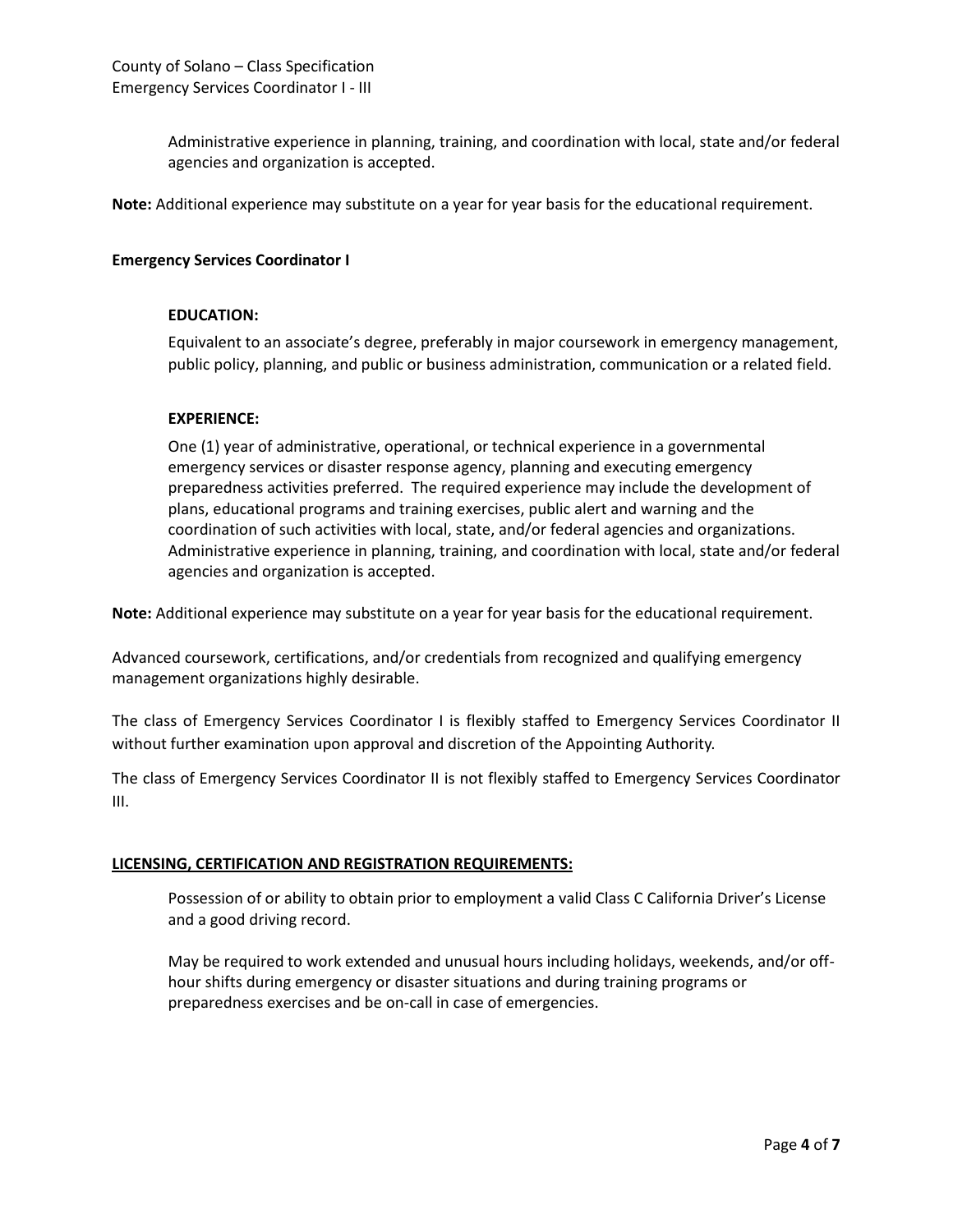Administrative experience in planning, training, and coordination with local, state and/or federal agencies and organization is accepted.

**Note:** Additional experience may substitute on a year for year basis for the educational requirement.

**Emergency Services Coordinator I**

**EDUCATION:**

Equivalent to an associate's degree, preferably in major coursework in emergency management, public policy, planning, and public or business administration, communication or a related field.

**EXPERIENCE:**

One (1) year of administrative, operational, or technical experience in a governmental emergency services or disaster response agency, planning and executing emergency preparedness activities preferred. The required experience may include the development of plans, educational programs and training exercises, public alert and warning and the coordination of such activities with local, state, and/or federal agencies and organizations. Administrative experience in planning, training, and coordination with local, state and/or federal agencies and organization is accepted.

**Note:** Additional experience may substitute on a year for year basis for the educational requirement.

Advanced coursework, certifications, and/or credentials from recognized and qualifying emergency management organizations highly desirable.

The class of Emergency Services Coordinator I is flexibly staffed to Emergency Services Coordinator II without further examination upon approval and discretion of the Appointing Authority.

The class of Emergency Services Coordinator II is not flexibly staffed to Emergency Services Coordinator III.

## LICENSING, CERTIFICATION AND REGISTRATION REQUIREMENTS:

Possession of or ability to obtain prior to employment a valid Class C California Driver's License and a good driving record.

May be required to work extended and unusual hours including holidays, weekends, and/or off-hour shifts during emergency or disaster situations and during training programs or preparedness exercises and be on-call in case of emergencies.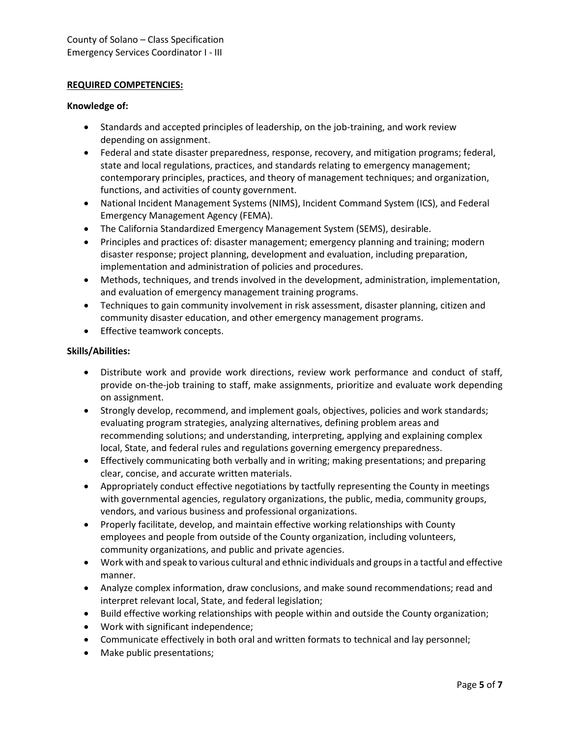## REQUIRED COMPETENCIES:

**Knowledge of:**

- Standards and accepted principles of leadership, on the job-training, and work review depending on assignment.
- Federal and state disaster preparedness, response, recovery, and mitigation programs; federal, state and local regulations, practices, and standards relating to emergency management; contemporary principles, practices, and theory of management techniques; and organization, functions, and activities of county government.
- National Incident Management Systems (NIMS), Incident Command System (ICS), and Federal Emergency Management Agency (FEMA).
- The California Standardized Emergency Management System (SEMS), desirable.
- Principles and practices of: disaster management; emergency planning and training; modern disaster response; project planning, development and evaluation, including preparation, implementation and administration of policies and procedures.
- Methods, techniques, and trends involved in the development, administration, implementation, and evaluation of emergency management training programs.
- Techniques to gain community involvement in risk assessment, disaster planning, citizen and community disaster education, and other emergency management programs.
- Effective teamwork concepts.

**Skills/Abilities:**

- Distribute work and provide work directions, review work performance and conduct of staff, provide on-the-job training to staff, make assignments, prioritize and evaluate work depending on assignment.
- Strongly develop, recommend, and implement goals, objectives, policies and work standards; evaluating program strategies, analyzing alternatives, defining problem areas and recommending solutions; and understanding, interpreting, applying and explaining complex local, State, and federal rules and regulations governing emergency preparedness.
- Effectively communicating both verbally and in writing; making presentations; and preparing clear, concise, and accurate written materials.
- Appropriately conduct effective negotiations by tactfully representing the County in meetings with governmental agencies, regulatory organizations, the public, media, community groups, vendors, and various business and professional organizations.
- Properly facilitate, develop, and maintain effective working relationships with County employees and people from outside of the County organization, including volunteers, community organizations, and public and private agencies.
- Work with and speak to various cultural and ethnic individuals and groups in a tactful and effective manner.
- Analyze complex information, draw conclusions, and make sound recommendations; read and interpret relevant local, State, and federal legislation;
- Build effective working relationships with people within and outside the County organization;
- Work with significant independence;
- Communicate effectively in both oral and written formats to technical and lay personnel;
- Make public presentations;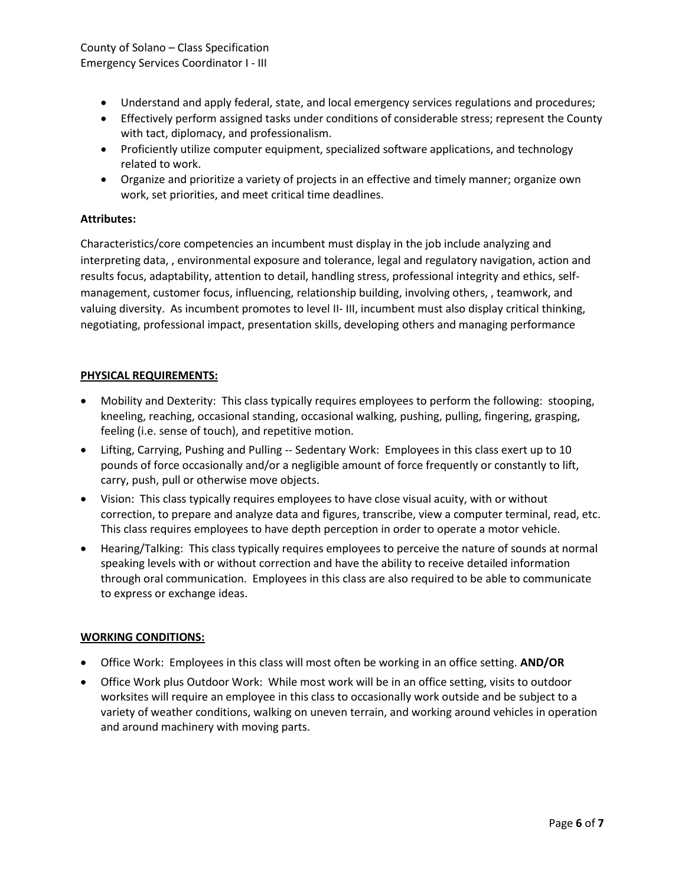- Understand and apply federal, state, and local emergency services regulations and procedures;
- Effectively perform assigned tasks under conditions of considerable stress; represent the County with tact, diplomacy, and professionalism.
- Proficiently utilize computer equipment, specialized software applications, and technology related to work.
- Organize and prioritize a variety of projects in an effective and timely manner; organize own work, set priorities, and meet critical time deadlines.

**Attributes:**

Characteristics/core competencies an incumbent must display in the job include analyzing and interpreting data, , environmental exposure and tolerance, legal and regulatory navigation, action and results focus, adaptability, attention to detail, handling stress, professional integrity and ethics, self-management, customer focus, influencing, relationship building, involving others, , teamwork, and valuing diversity. As incumbent promotes to level II- III, incumbent must also display critical thinking, negotiating, professional impact, presentation skills, developing others and managing performance

## PHYSICAL REQUIREMENTS:

- Mobility and Dexterity: This class typically requires employees to perform the following: stooping, kneeling, reaching, occasional standing, occasional walking, pushing, pulling, fingering, grasping, feeling (i.e. sense of touch), and repetitive motion.
- Lifting, Carrying, Pushing and Pulling -- Sedentary Work: Employees in this class exert up to 10 pounds of force occasionally and/or a negligible amount of force frequently or constantly to lift, carry, push, pull or otherwise move objects.
- Vision: This class typically requires employees to have close visual acuity, with or without correction, to prepare and analyze data and figures, transcribe, view a computer terminal, read, etc. This class requires employees to have depth perception in order to operate a motor vehicle.
- Hearing/Talking: This class typically requires employees to perceive the nature of sounds at normal speaking levels with or without correction and have the ability to receive detailed information through oral communication. Employees in this class are also required to be able to communicate to express or exchange ideas.

## WORKING CONDITIONS:

- Office Work: Employees in this class will most often be working in an office setting. **AND/OR**
- Office Work plus Outdoor Work: While most work will be in an office setting, visits to outdoor worksites will require an employee in this class to occasionally work outside and be subject to a variety of weather conditions, walking on uneven terrain, and working around vehicles in operation and around machinery with moving parts.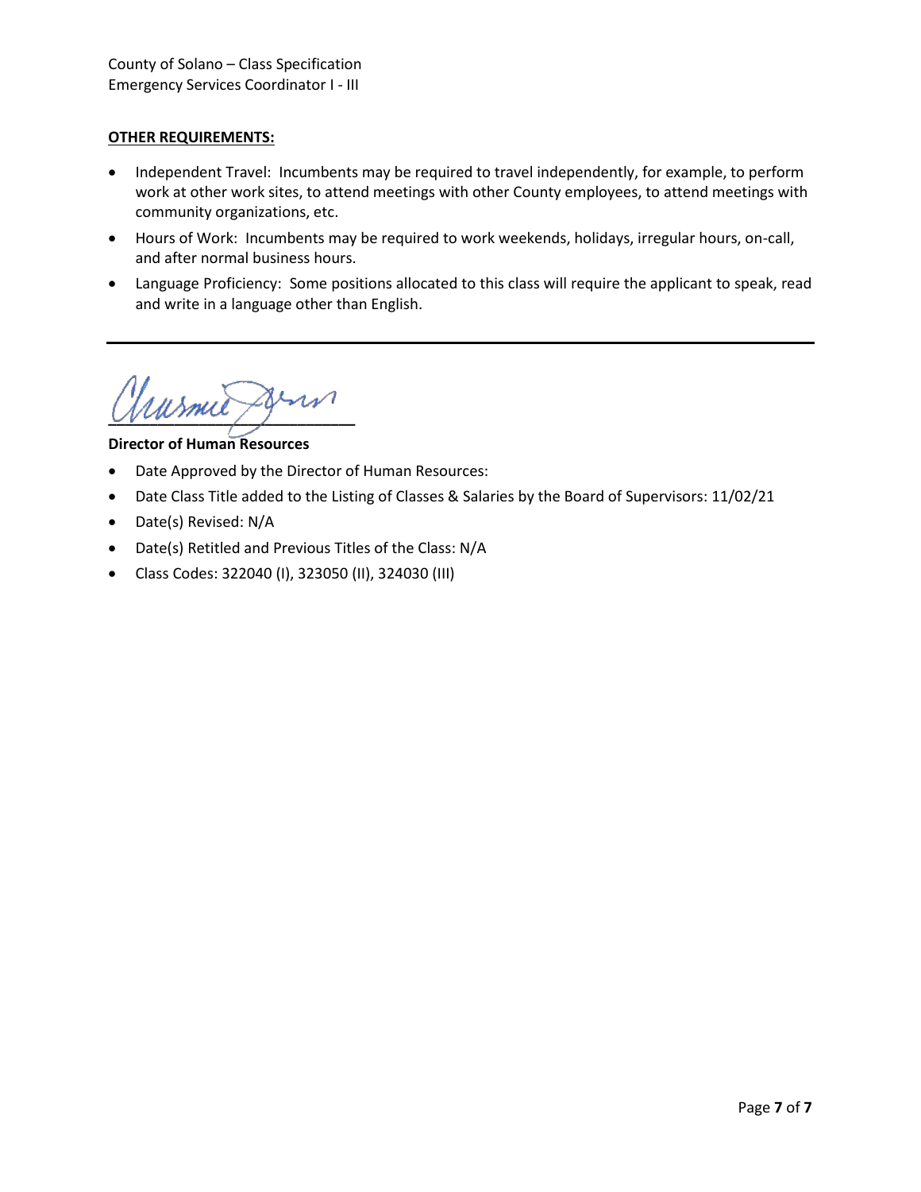**OTHER REQUIREMENTS:**

- Independent Travel: Incumbents may be required to travel independently, for example, to perform work at other work sites, to attend meetings with other County employees, to attend meetings with community organizations, etc.
- Hours of Work: Incumbents may be required to work weekends, holidays, irregular hours, on-call, and after normal business hours.
- Language Proficiency: Some positions allocated to this class will require the applicant to speak, read and write in a language other than English.

---

**Director of Human Resources**

- Date Approved by the Director of Human Resources:
- Date Class Title added to the Listing of Classes & Salaries by the Board of Supervisors: 11/02/21
- Date(s) Revised: N/A
- Date(s) Retitled and Previous Titles of the Class: N/A
- Class Codes: 322040 (I), 323050 (II), 324030 (III)